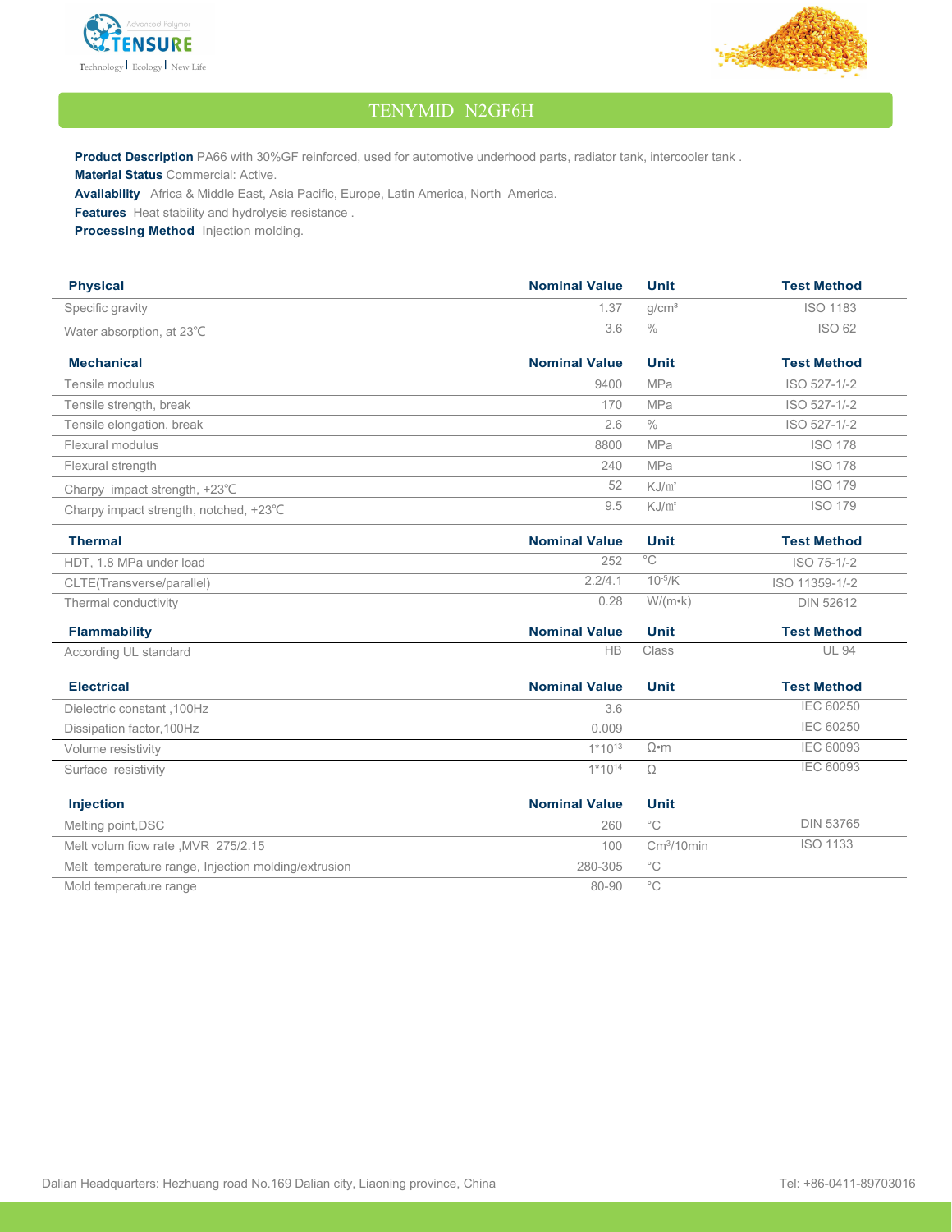# TENYMID N2GF6H

**Product Description** PA66 with 30%GF reinforced, used for automotive underhood parts, radiator tank, intercooler tank .

**Material Status** Commercial: Active.

**Availability** Africa & Middle East, Asia Pacific, Europe, Latin America, North America.

**Features** Heat stability and hydrolysis resistance .

**Processing Method** Injection molding.

| Physical | Nominal Value | Unit | Test Method |
|---|---|---|---|
| Specific gravity | 1.37 | g/cm³ | ISO 1183 |
| Water absorption, at 23℃ | 3.6 | % | ISO 62 |

| Mechanical | Nominal Value | Unit | Test Method |
|---|---|---|---|
| Tensile modulus | 9400 | MPa | ISO 527-1/-2 |
| Tensile strength, break | 170 | MPa | ISO 527-1/-2 |
| Tensile elongation, break | 2.6 | % | ISO 527-1/-2 |
| Flexural modulus | 8800 | MPa | ISO 178 |
| Flexural strength | 240 | MPa | ISO 178 |
| Charpy impact strength, +23℃ | 52 | KJ/㎡ | ISO 179 |
| Charpy impact strength, notched, +23℃ | 9.5 | KJ/㎡ | ISO 179 |

| Thermal | Nominal Value | Unit | Test Method |
|---|---|---|---|
| HDT, 1.8 MPa under load | 252 | °C | ISO 75-1/-2 |
| CLTE(Transverse/parallel) | 2.2/4.1 | $10^{-5}$/K | ISO 11359-1/-2 |
| Thermal conductivity | 0.28 | W/(m•k) | DIN 52612 |

| Flammability | Nominal Value | Unit | Test Method |
|---|---|---|---|
| According UL standard | HB | Class | UL 94 |

| Electrical | Nominal Value | Unit | Test Method |
|---|---|---|---|
| Dielectric constant ,100Hz | 3.6 | | IEC 60250 |
| Dissipation factor,100Hz | 0.009 | | IEC 60250 |
| Volume resistivity | $1*10^{13}$ | Ω•m | IEC 60093 |
| Surface resistivity | $1*10^{14}$ | Ω | IEC 60093 |

| Injection | Nominal Value | Unit | |
|---|---|---|---|
| Melting point,DSC | 260 | °C | DIN 53765 |
| Melt volum flow rate ,MVR 275/2.15 | 100 | Cm³/10min | ISO 1133 |
| Melt temperature range, Injection molding/extrusion | 280-305 | °C | |
| Mold temperature range | 80-90 | °C | |

Dalian Headquarters: Hezhuang road No.169 Dalian city, Liaoning province, China

Tel: +86-0411-89703016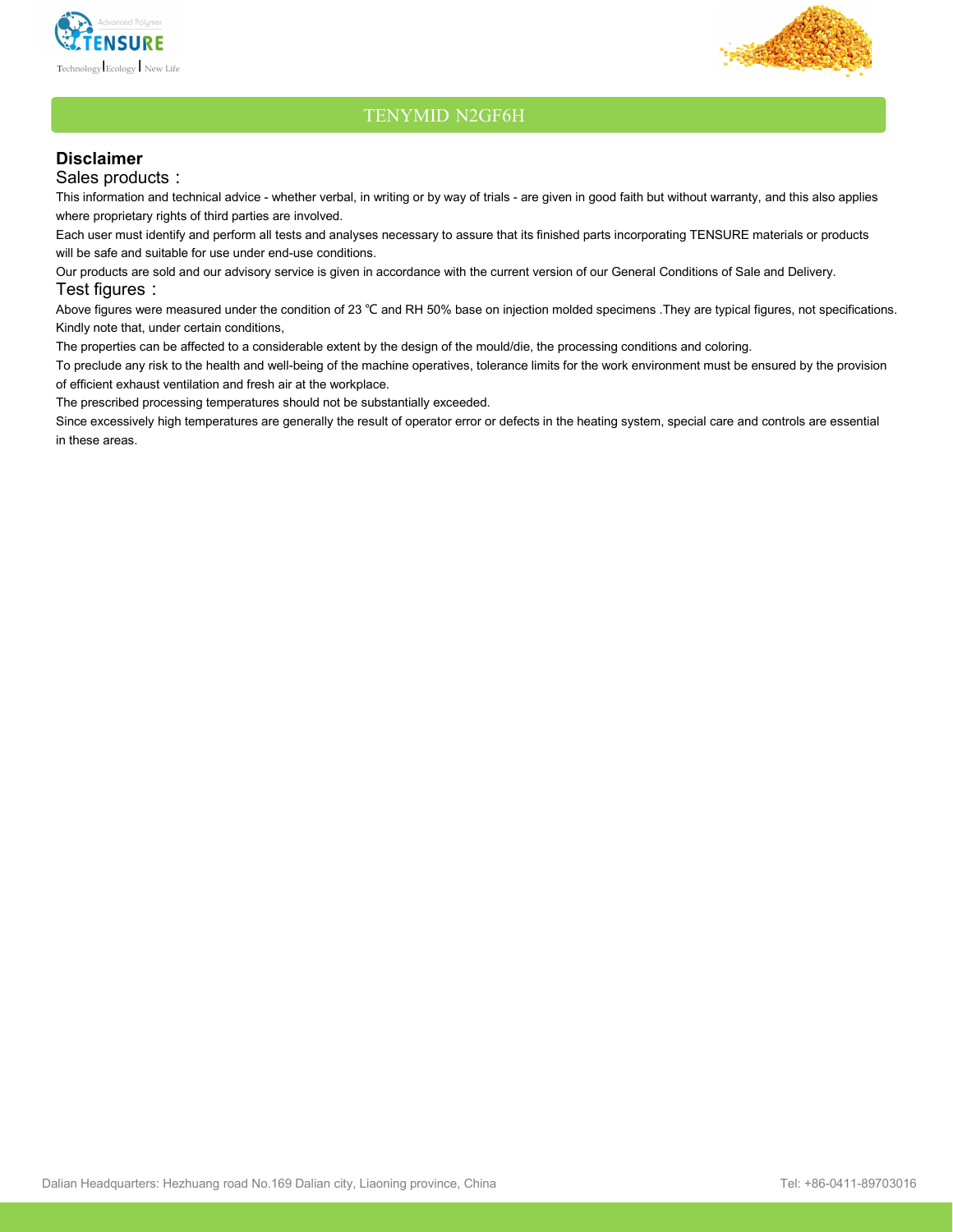# TENYMID N2GF6H

## Disclaimer

### Sales products：

This information and technical advice - whether verbal, in writing or by way of trials - are given in good faith but without warranty, and this also applies where proprietary rights of third parties are involved.

Each user must identify and perform all tests and analyses necessary to assure that its finished parts incorporating TENSURE materials or products will be safe and suitable for use under end-use conditions.

Our products are sold and our advisory service is given in accordance with the current version of our General Conditions of Sale and Delivery.

### Test figures：

Above figures were measured under the condition of 23 ℃ and RH 50% base on injection molded specimens .They are typical figures, not specifications. Kindly note that, under certain conditions,

The properties can be affected to a considerable extent by the design of the mould/die, the processing conditions and coloring.

To preclude any risk to the health and well-being of the machine operatives, tolerance limits for the work environment must be ensured by the provision of efficient exhaust ventilation and fresh air at the workplace.

The prescribed processing temperatures should not be substantially exceeded.

Since excessively high temperatures are generally the result of operator error or defects in the heating system, special care and controls are essential in these areas.